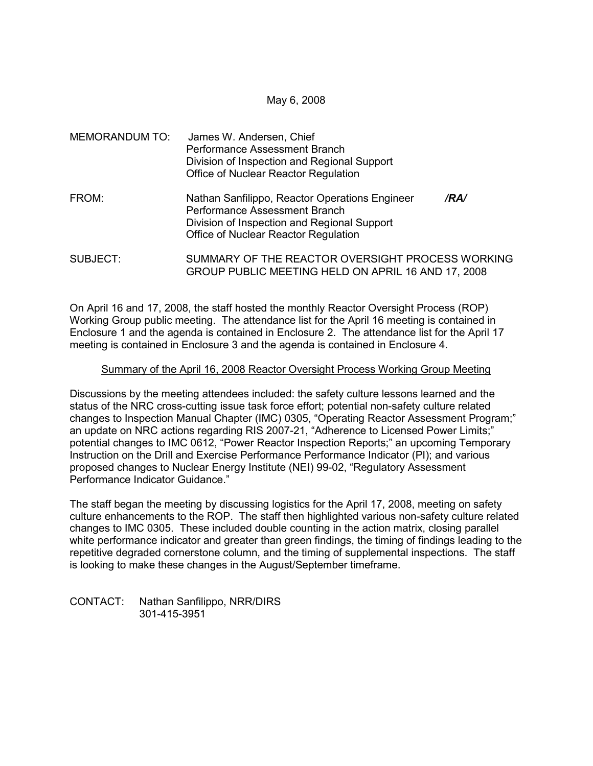May 6, 2008

MEMORANDUM TO: James W. Andersen, Chief
Performance Assessment Branch
Division of Inspection and Regional Support
Office of Nuclear Reactor Regulation

FROM: Nathan Sanfilippo, Reactor Operations Engineer /RA/
Performance Assessment Branch
Division of Inspection and Regional Support
Office of Nuclear Reactor Regulation

SUBJECT: SUMMARY OF THE REACTOR OVERSIGHT PROCESS WORKING GROUP PUBLIC MEETING HELD ON APRIL 16 AND 17, 2008

On April 16 and 17, 2008, the staff hosted the monthly Reactor Oversight Process (ROP) Working Group public meeting. The attendance list for the April 16 meeting is contained in Enclosure 1 and the agenda is contained in Enclosure 2. The attendance list for the April 17 meeting is contained in Enclosure 3 and the agenda is contained in Enclosure 4.

Summary of the April 16, 2008 Reactor Oversight Process Working Group Meeting

Discussions by the meeting attendees included: the safety culture lessons learned and the status of the NRC cross-cutting issue task force effort; potential non-safety culture related changes to Inspection Manual Chapter (IMC) 0305, "Operating Reactor Assessment Program;" an update on NRC actions regarding RIS 2007-21, "Adherence to Licensed Power Limits;" potential changes to IMC 0612, "Power Reactor Inspection Reports;" an upcoming Temporary Instruction on the Drill and Exercise Performance Performance Indicator (PI); and various proposed changes to Nuclear Energy Institute (NEI) 99-02, "Regulatory Assessment Performance Indicator Guidance."

The staff began the meeting by discussing logistics for the April 17, 2008, meeting on safety culture enhancements to the ROP. The staff then highlighted various non-safety culture related changes to IMC 0305. These included double counting in the action matrix, closing parallel white performance indicator and greater than green findings, the timing of findings leading to the repetitive degraded cornerstone column, and the timing of supplemental inspections. The staff is looking to make these changes in the August/September timeframe.

CONTACT: Nathan Sanfilippo, NRR/DIRS
301-415-3951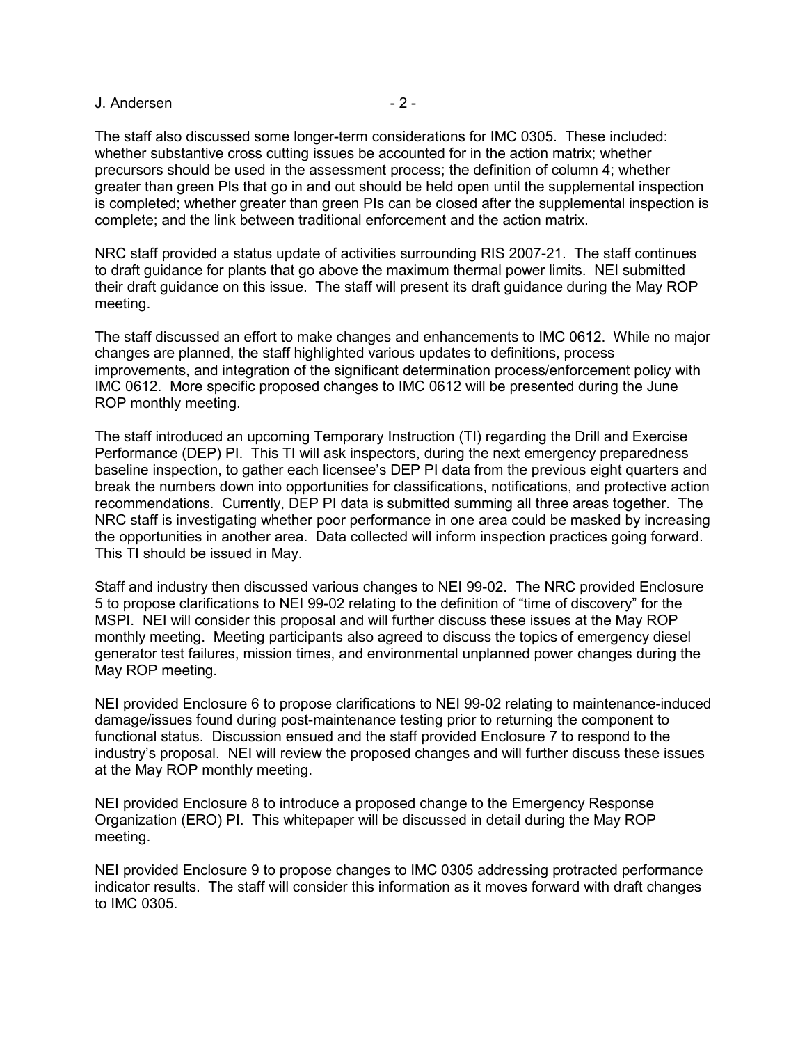The staff also discussed some longer-term considerations for IMC 0305. These included: whether substantive cross cutting issues be accounted for in the action matrix; whether precursors should be used in the assessment process; the definition of column 4; whether greater than green PIs that go in and out should be held open until the supplemental inspection is completed; whether greater than green PIs can be closed after the supplemental inspection is complete; and the link between traditional enforcement and the action matrix.

NRC staff provided a status update of activities surrounding RIS 2007-21. The staff continues to draft guidance for plants that go above the maximum thermal power limits. NEI submitted their draft guidance on this issue. The staff will present its draft guidance during the May ROP meeting.

The staff discussed an effort to make changes and enhancements to IMC 0612. While no major changes are planned, the staff highlighted various updates to definitions, process improvements, and integration of the significant determination process/enforcement policy with IMC 0612. More specific proposed changes to IMC 0612 will be presented during the June ROP monthly meeting.

The staff introduced an upcoming Temporary Instruction (TI) regarding the Drill and Exercise Performance (DEP) PI. This TI will ask inspectors, during the next emergency preparedness baseline inspection, to gather each licensee's DEP PI data from the previous eight quarters and break the numbers down into opportunities for classifications, notifications, and protective action recommendations. Currently, DEP PI data is submitted summing all three areas together. The NRC staff is investigating whether poor performance in one area could be masked by increasing the opportunities in another area. Data collected will inform inspection practices going forward. This TI should be issued in May.

Staff and industry then discussed various changes to NEI 99-02. The NRC provided Enclosure 5 to propose clarifications to NEI 99-02 relating to the definition of "time of discovery" for the MSPI. NEI will consider this proposal and will further discuss these issues at the May ROP monthly meeting. Meeting participants also agreed to discuss the topics of emergency diesel generator test failures, mission times, and environmental unplanned power changes during the May ROP meeting.

NEI provided Enclosure 6 to propose clarifications to NEI 99-02 relating to maintenance-induced damage/issues found during post-maintenance testing prior to returning the component to functional status. Discussion ensued and the staff provided Enclosure 7 to respond to the industry's proposal. NEI will review the proposed changes and will further discuss these issues at the May ROP monthly meeting.

NEI provided Enclosure 8 to introduce a proposed change to the Emergency Response Organization (ERO) PI. This whitepaper will be discussed in detail during the May ROP meeting.

NEI provided Enclosure 9 to propose changes to IMC 0305 addressing protracted performance indicator results. The staff will consider this information as it moves forward with draft changes to IMC 0305.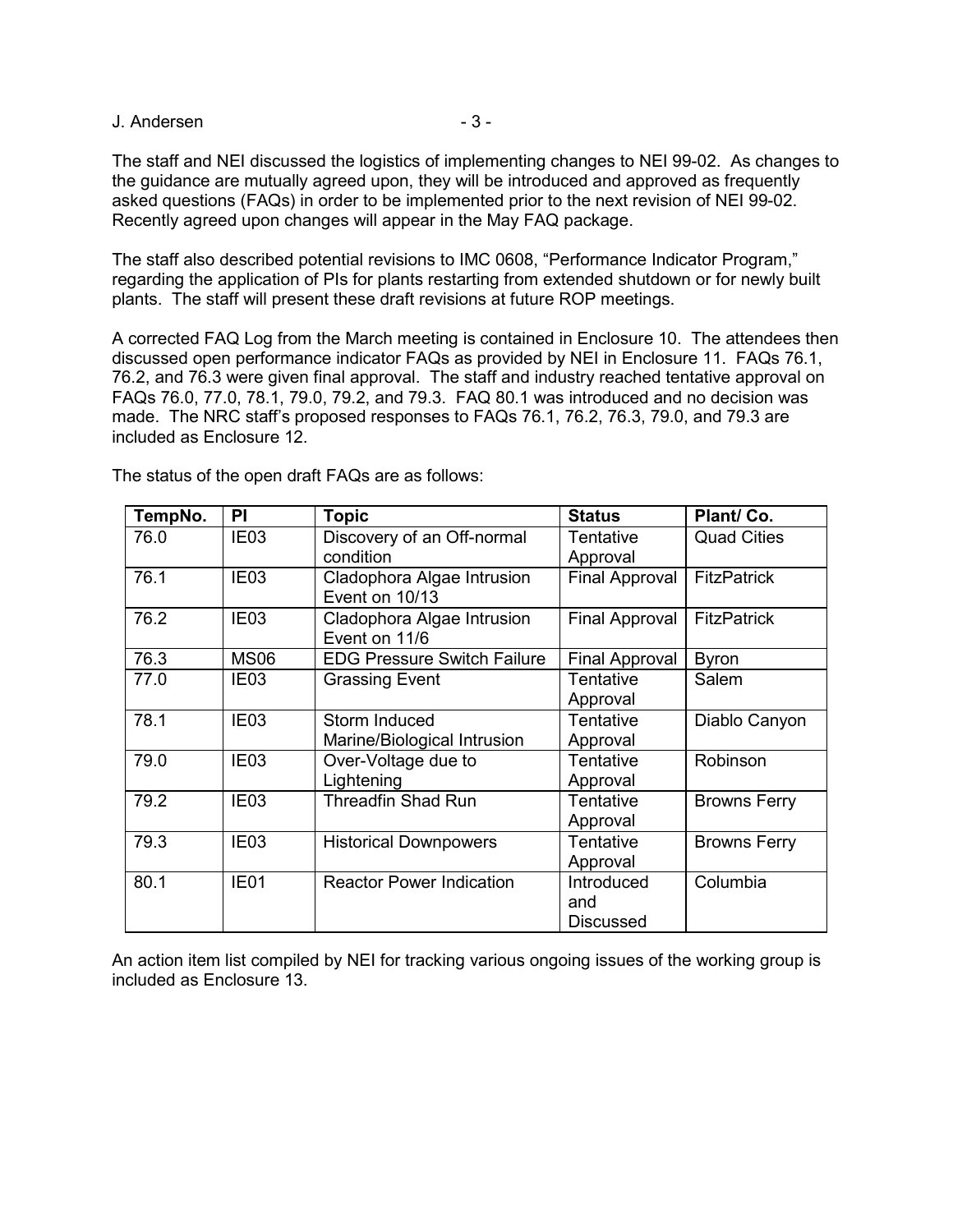The staff and NEI discussed the logistics of implementing changes to NEI 99-02. As changes to the guidance are mutually agreed upon, they will be introduced and approved as frequently asked questions (FAQs) in order to be implemented prior to the next revision of NEI 99-02. Recently agreed upon changes will appear in the May FAQ package.

The staff also described potential revisions to IMC 0608, "Performance Indicator Program," regarding the application of PIs for plants restarting from extended shutdown or for newly built plants. The staff will present these draft revisions at future ROP meetings.

A corrected FAQ Log from the March meeting is contained in Enclosure 10. The attendees then discussed open performance indicator FAQs as provided by NEI in Enclosure 11. FAQs 76.1, 76.2, and 76.3 were given final approval. The staff and industry reached tentative approval on FAQs 76.0, 77.0, 78.1, 79.0, 79.2, and 79.3. FAQ 80.1 was introduced and no decision was made. The NRC staff's proposed responses to FAQs 76.1, 76.2, 76.3, 79.0, and 79.3 are included as Enclosure 12.

The status of the open draft FAQs are as follows:

| TempNo. | PI | Topic | Status | Plant/ Co. |
|---|---|---|---|---|
| 76.0 | IE03 | Discovery of an Off-normal condition | Tentative Approval | Quad Cities |
| 76.1 | IE03 | Cladophora Algae Intrusion Event on 10/13 | Final Approval | FitzPatrick |
| 76.2 | IE03 | Cladophora Algae Intrusion Event on 11/6 | Final Approval | FitzPatrick |
| 76.3 | MS06 | EDG Pressure Switch Failure | Final Approval | Byron |
| 77.0 | IE03 | Grassing Event | Tentative Approval | Salem |
| 78.1 | IE03 | Storm Induced Marine/Biological Intrusion | Tentative Approval | Diablo Canyon |
| 79.0 | IE03 | Over-Voltage due to Lightening | Tentative Approval | Robinson |
| 79.2 | IE03 | Threadfin Shad Run | Tentative Approval | Browns Ferry |
| 79.3 | IE03 | Historical Downpowers | Tentative Approval | Browns Ferry |
| 80.1 | IE01 | Reactor Power Indication | Introduced and Discussed | Columbia |

An action item list compiled by NEI for tracking various ongoing issues of the working group is included as Enclosure 13.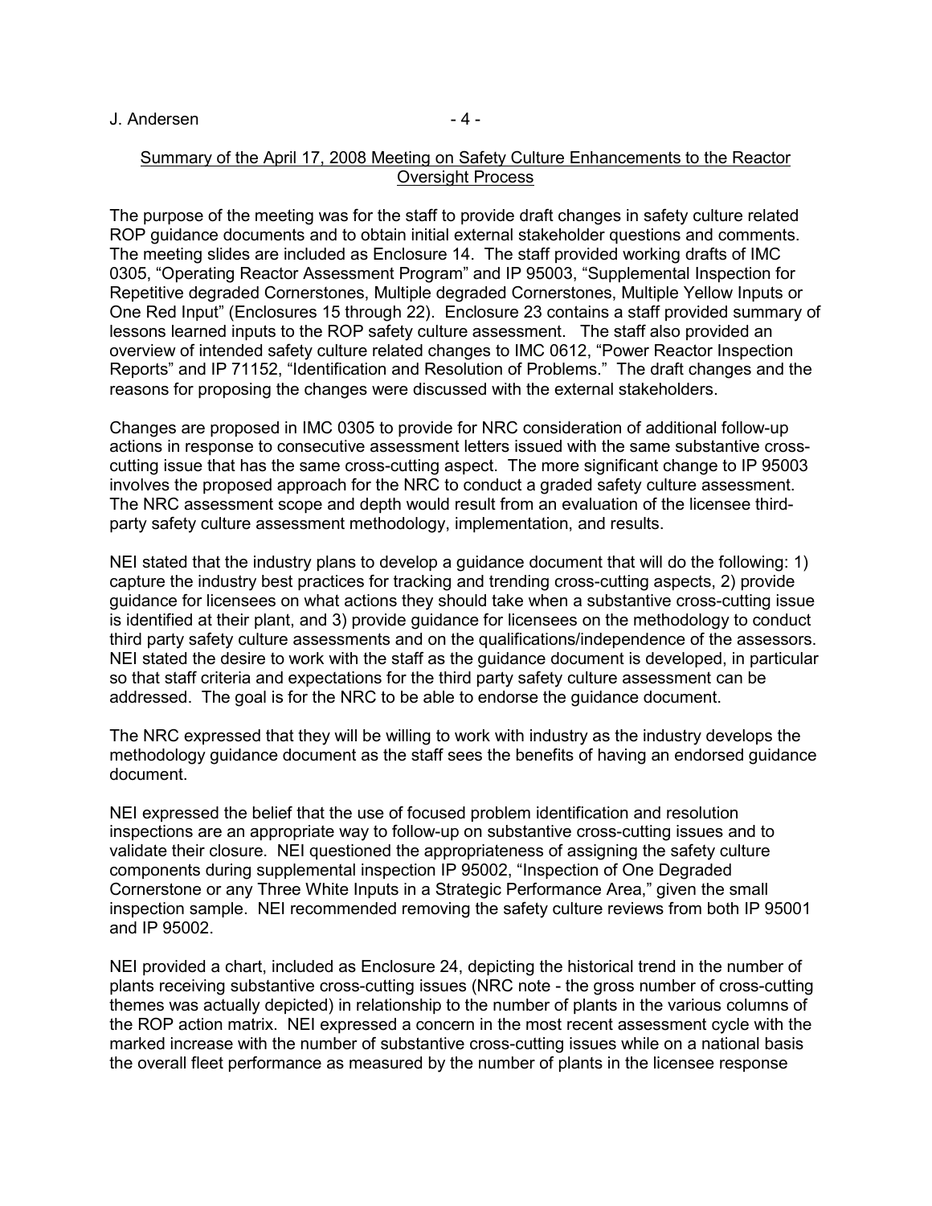Summary of the April 17, 2008 Meeting on Safety Culture Enhancements to the Reactor Oversight Process

The purpose of the meeting was for the staff to provide draft changes in safety culture related ROP guidance documents and to obtain initial external stakeholder questions and comments. The meeting slides are included as Enclosure 14. The staff provided working drafts of IMC 0305, "Operating Reactor Assessment Program" and IP 95003, "Supplemental Inspection for Repetitive degraded Cornerstones, Multiple degraded Cornerstones, Multiple Yellow Inputs or One Red Input" (Enclosures 15 through 22). Enclosure 23 contains a staff provided summary of lessons learned inputs to the ROP safety culture assessment. The staff also provided an overview of intended safety culture related changes to IMC 0612, "Power Reactor Inspection Reports" and IP 71152, "Identification and Resolution of Problems." The draft changes and the reasons for proposing the changes were discussed with the external stakeholders.

Changes are proposed in IMC 0305 to provide for NRC consideration of additional follow-up actions in response to consecutive assessment letters issued with the same substantive cross-cutting issue that has the same cross-cutting aspect. The more significant change to IP 95003 involves the proposed approach for the NRC to conduct a graded safety culture assessment. The NRC assessment scope and depth would result from an evaluation of the licensee third-party safety culture assessment methodology, implementation, and results.

NEI stated that the industry plans to develop a guidance document that will do the following: 1) capture the industry best practices for tracking and trending cross-cutting aspects, 2) provide guidance for licensees on what actions they should take when a substantive cross-cutting issue is identified at their plant, and 3) provide guidance for licensees on the methodology to conduct third party safety culture assessments and on the qualifications/independence of the assessors. NEI stated the desire to work with the staff as the guidance document is developed, in particular so that staff criteria and expectations for the third party safety culture assessment can be addressed. The goal is for the NRC to be able to endorse the guidance document.

The NRC expressed that they will be willing to work with industry as the industry develops the methodology guidance document as the staff sees the benefits of having an endorsed guidance document.

NEI expressed the belief that the use of focused problem identification and resolution inspections are an appropriate way to follow-up on substantive cross-cutting issues and to validate their closure. NEI questioned the appropriateness of assigning the safety culture components during supplemental inspection IP 95002, "Inspection of One Degraded Cornerstone or any Three White Inputs in a Strategic Performance Area," given the small inspection sample. NEI recommended removing the safety culture reviews from both IP 95001 and IP 95002.

NEI provided a chart, included as Enclosure 24, depicting the historical trend in the number of plants receiving substantive cross-cutting issues (NRC note - the gross number of cross-cutting themes was actually depicted) in relationship to the number of plants in the various columns of the ROP action matrix. NEI expressed a concern in the most recent assessment cycle with the marked increase with the number of substantive cross-cutting issues while on a national basis the overall fleet performance as measured by the number of plants in the licensee response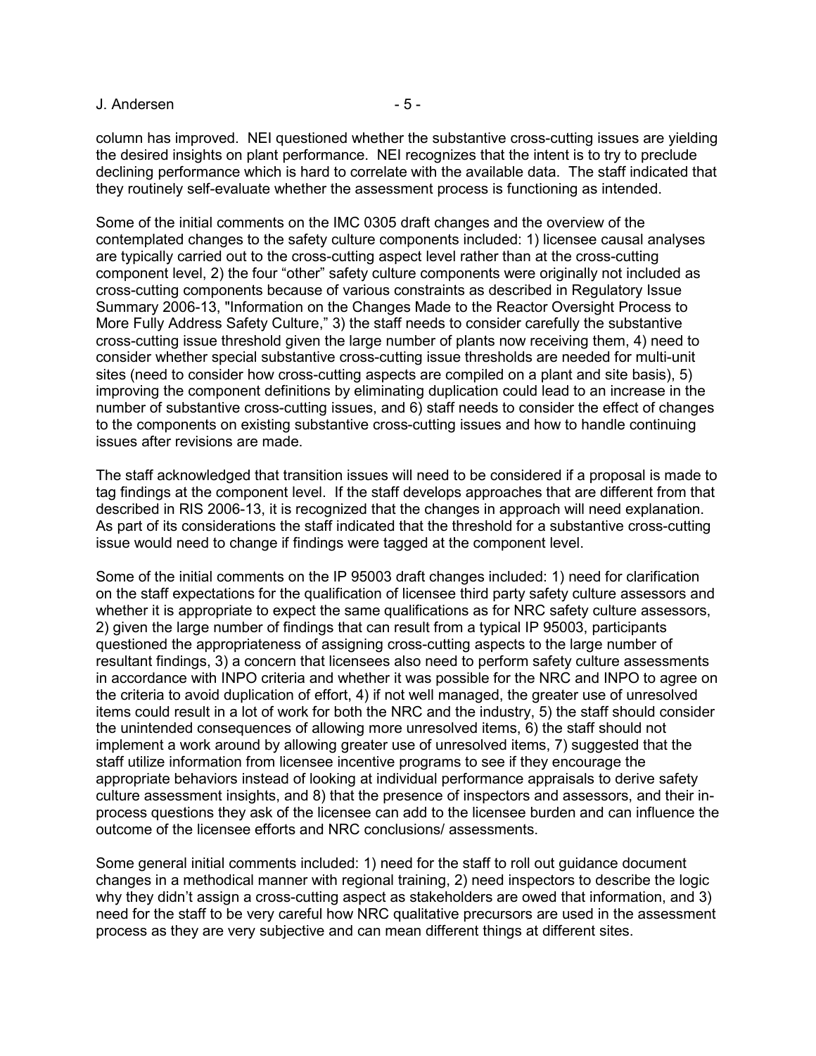column has improved. NEI questioned whether the substantive cross-cutting issues are yielding the desired insights on plant performance. NEI recognizes that the intent is to try to preclude declining performance which is hard to correlate with the available data. The staff indicated that they routinely self-evaluate whether the assessment process is functioning as intended.

Some of the initial comments on the IMC 0305 draft changes and the overview of the contemplated changes to the safety culture components included: 1) licensee causal analyses are typically carried out to the cross-cutting aspect level rather than at the cross-cutting component level, 2) the four "other" safety culture components were originally not included as cross-cutting components because of various constraints as described in Regulatory Issue Summary 2006-13, "Information on the Changes Made to the Reactor Oversight Process to More Fully Address Safety Culture," 3) the staff needs to consider carefully the substantive cross-cutting issue threshold given the large number of plants now receiving them, 4) need to consider whether special substantive cross-cutting issue thresholds are needed for multi-unit sites (need to consider how cross-cutting aspects are compiled on a plant and site basis), 5) improving the component definitions by eliminating duplication could lead to an increase in the number of substantive cross-cutting issues, and 6) staff needs to consider the effect of changes to the components on existing substantive cross-cutting issues and how to handle continuing issues after revisions are made.

The staff acknowledged that transition issues will need to be considered if a proposal is made to tag findings at the component level. If the staff develops approaches that are different from that described in RIS 2006-13, it is recognized that the changes in approach will need explanation. As part of its considerations the staff indicated that the threshold for a substantive cross-cutting issue would need to change if findings were tagged at the component level.

Some of the initial comments on the IP 95003 draft changes included: 1) need for clarification on the staff expectations for the qualification of licensee third party safety culture assessors and whether it is appropriate to expect the same qualifications as for NRC safety culture assessors, 2) given the large number of findings that can result from a typical IP 95003, participants questioned the appropriateness of assigning cross-cutting aspects to the large number of resultant findings, 3) a concern that licensees also need to perform safety culture assessments in accordance with INPO criteria and whether it was possible for the NRC and INPO to agree on the criteria to avoid duplication of effort, 4) if not well managed, the greater use of unresolved items could result in a lot of work for both the NRC and the industry, 5) the staff should consider the unintended consequences of allowing more unresolved items, 6) the staff should not implement a work around by allowing greater use of unresolved items, 7) suggested that the staff utilize information from licensee incentive programs to see if they encourage the appropriate behaviors instead of looking at individual performance appraisals to derive safety culture assessment insights, and 8) that the presence of inspectors and assessors, and their in-process questions they ask of the licensee can add to the licensee burden and can influence the outcome of the licensee efforts and NRC conclusions/ assessments.

Some general initial comments included: 1) need for the staff to roll out guidance document changes in a methodical manner with regional training, 2) need inspectors to describe the logic why they didn't assign a cross-cutting aspect as stakeholders are owed that information, and 3) need for the staff to be very careful how NRC qualitative precursors are used in the assessment process as they are very subjective and can mean different things at different sites.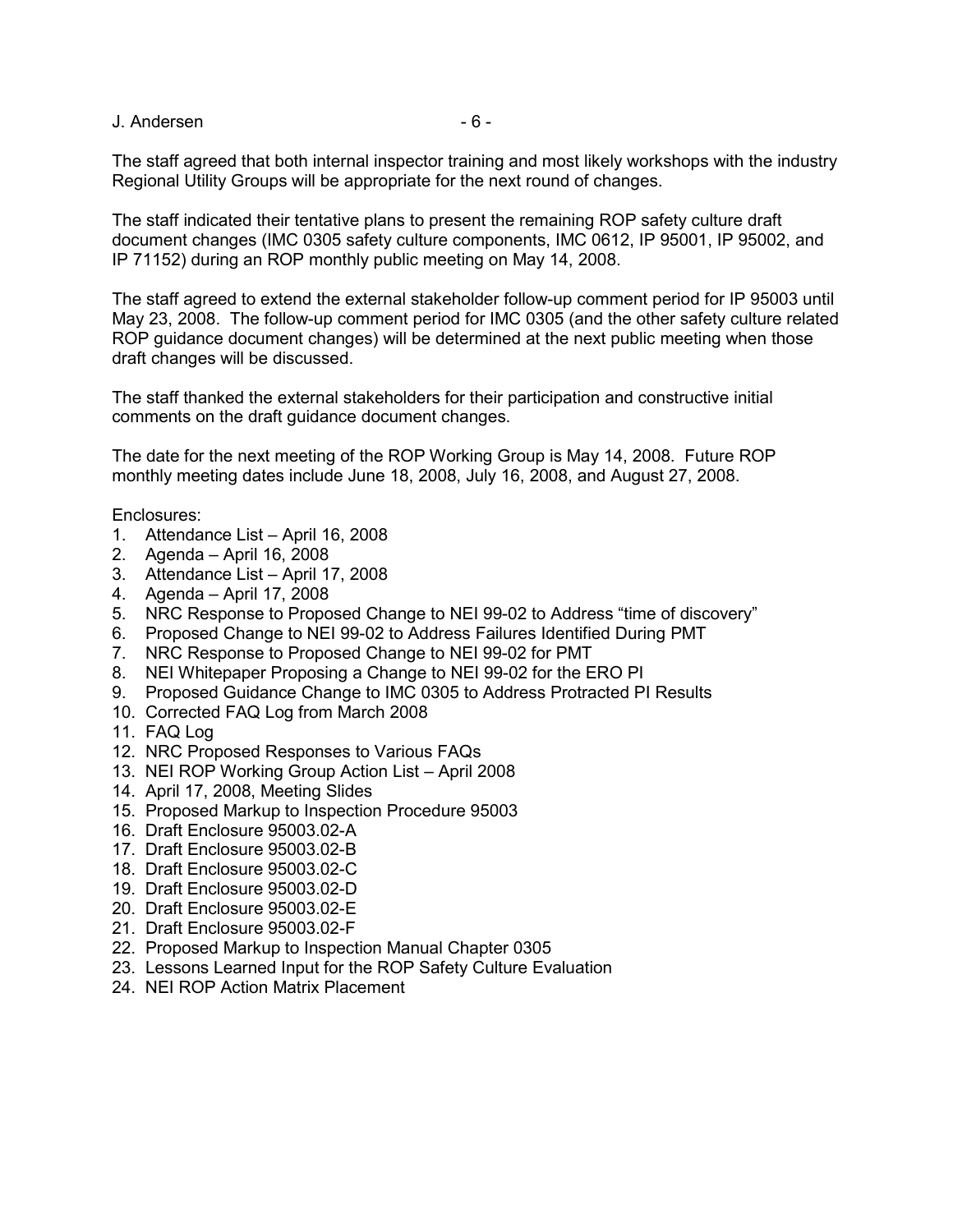The staff agreed that both internal inspector training and most likely workshops with the industry Regional Utility Groups will be appropriate for the next round of changes.

The staff indicated their tentative plans to present the remaining ROP safety culture draft document changes (IMC 0305 safety culture components, IMC 0612, IP 95001, IP 95002, and IP 71152) during an ROP monthly public meeting on May 14, 2008.

The staff agreed to extend the external stakeholder follow-up comment period for IP 95003 until May 23, 2008. The follow-up comment period for IMC 0305 (and the other safety culture related ROP guidance document changes) will be determined at the next public meeting when those draft changes will be discussed.

The staff thanked the external stakeholders for their participation and constructive initial comments on the draft guidance document changes.

The date for the next meeting of the ROP Working Group is May 14, 2008. Future ROP monthly meeting dates include June 18, 2008, July 16, 2008, and August 27, 2008.

Enclosures:
1. Attendance List – April 16, 2008
2. Agenda – April 16, 2008
3. Attendance List – April 17, 2008
4. Agenda – April 17, 2008
5. NRC Response to Proposed Change to NEI 99-02 to Address "time of discovery"
6. Proposed Change to NEI 99-02 to Address Failures Identified During PMT
7. NRC Response to Proposed Change to NEI 99-02 for PMT
8. NEI Whitepaper Proposing a Change to NEI 99-02 for the ERO PI
9. Proposed Guidance Change to IMC 0305 to Address Protracted PI Results
10. Corrected FAQ Log from March 2008
11. FAQ Log
12. NRC Proposed Responses to Various FAQs
13. NEI ROP Working Group Action List – April 2008
14. April 17, 2008, Meeting Slides
15. Proposed Markup to Inspection Procedure 95003
16. Draft Enclosure 95003.02-A
17. Draft Enclosure 95003.02-B
18. Draft Enclosure 95003.02-C
19. Draft Enclosure 95003.02-D
20. Draft Enclosure 95003.02-E
21. Draft Enclosure 95003.02-F
22. Proposed Markup to Inspection Manual Chapter 0305
23. Lessons Learned Input for the ROP Safety Culture Evaluation
24. NEI ROP Action Matrix Placement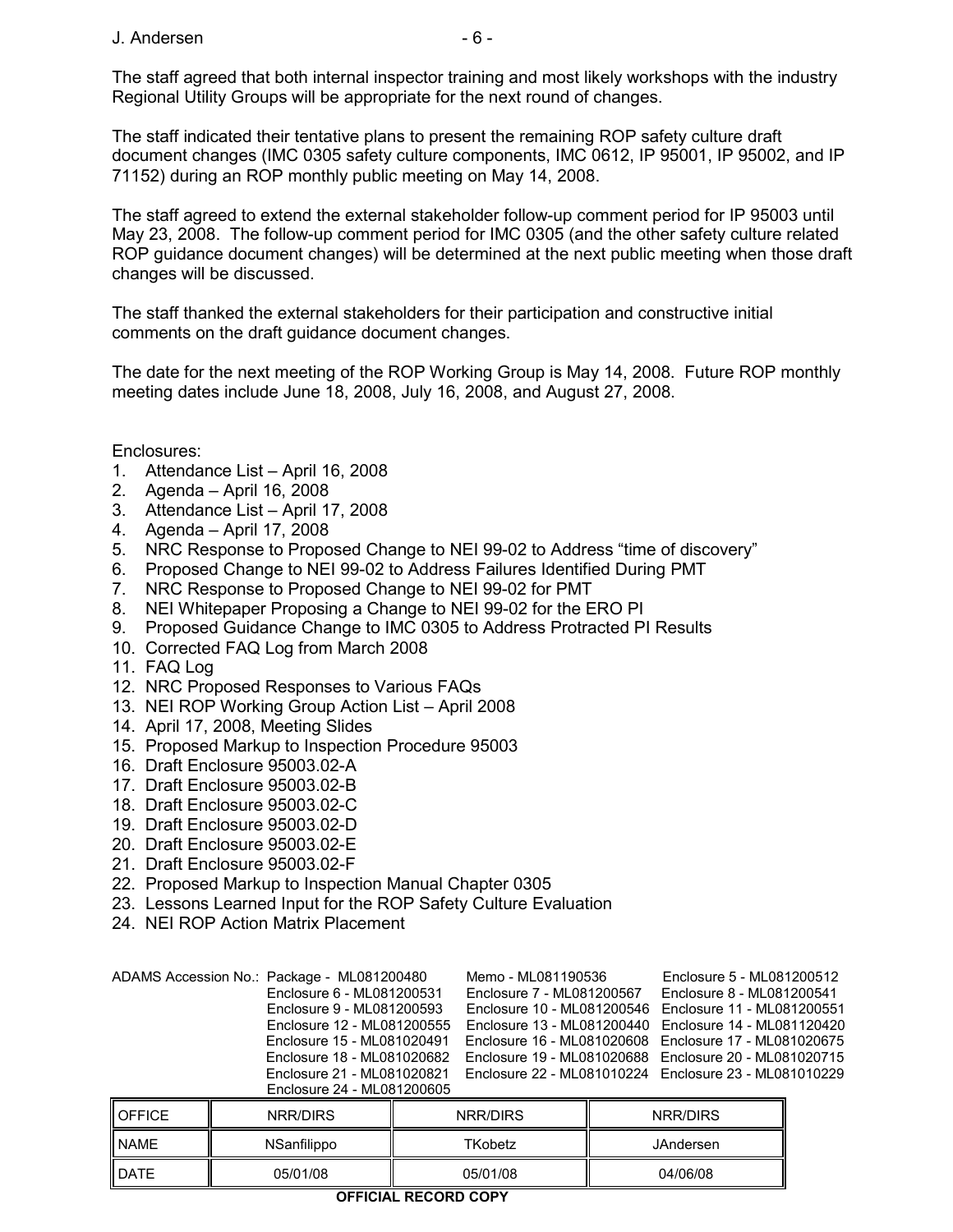The staff agreed that both internal inspector training and most likely workshops with the industry Regional Utility Groups will be appropriate for the next round of changes.

The staff indicated their tentative plans to present the remaining ROP safety culture draft document changes (IMC 0305 safety culture components, IMC 0612, IP 95001, IP 95002, and IP 71152) during an ROP monthly public meeting on May 14, 2008.

The staff agreed to extend the external stakeholder follow-up comment period for IP 95003 until May 23, 2008. The follow-up comment period for IMC 0305 (and the other safety culture related ROP guidance document changes) will be determined at the next public meeting when those draft changes will be discussed.

The staff thanked the external stakeholders for their participation and constructive initial comments on the draft guidance document changes.

The date for the next meeting of the ROP Working Group is May 14, 2008. Future ROP monthly meeting dates include June 18, 2008, July 16, 2008, and August 27, 2008.

Enclosures:

1. Attendance List – April 16, 2008
2. Agenda – April 16, 2008
3. Attendance List – April 17, 2008
4. Agenda – April 17, 2008
5. NRC Response to Proposed Change to NEI 99-02 to Address "time of discovery"
6. Proposed Change to NEI 99-02 to Address Failures Identified During PMT
7. NRC Response to Proposed Change to NEI 99-02 for PMT
8. NEI Whitepaper Proposing a Change to NEI 99-02 for the ERO PI
9. Proposed Guidance Change to IMC 0305 to Address Protracted PI Results
10. Corrected FAQ Log from March 2008
11. FAQ Log
12. NRC Proposed Responses to Various FAQs
13. NEI ROP Working Group Action List – April 2008
14. April 17, 2008, Meeting Slides
15. Proposed Markup to Inspection Procedure 95003
16. Draft Enclosure 95003.02-A
17. Draft Enclosure 95003.02-B
18. Draft Enclosure 95003.02-C
19. Draft Enclosure 95003.02-D
20. Draft Enclosure 95003.02-E
21. Draft Enclosure 95003.02-F
22. Proposed Markup to Inspection Manual Chapter 0305
23. Lessons Learned Input for the ROP Safety Culture Evaluation
24. NEI ROP Action Matrix Placement

ADAMS Accession No.: Package - ML081200480 Memo - ML081190536 Enclosure 5 - ML081200512
Enclosure 6 - ML081200531 Enclosure 7 - ML081200567 Enclosure 8 - ML081200541
Enclosure 9 - ML081200593 Enclosure 10 - ML081200546 Enclosure 11 - ML081200551
Enclosure 12 - ML081200555 Enclosure 13 - ML081200440 Enclosure 14 - ML081120420
Enclosure 15 - ML081020491 Enclosure 16 - ML081020608 Enclosure 17 - ML081020675
Enclosure 18 - ML081020682 Enclosure 19 - ML081020688 Enclosure 20 - ML081020715
Enclosure 21 - ML081020821 Enclosure 22 - ML081010224 Enclosure 23 - ML081010229
Enclosure 24 - ML081200605

| OFFICE | NRR/DIRS | NRR/DIRS | NRR/DIRS |
|---|---|---|---|
| NAME | NSanfilippo | TKobetz | JAndersen |
| DATE | 05/01/08 | 05/01/08 | 04/06/08 |

**OFFICIAL RECORD COPY**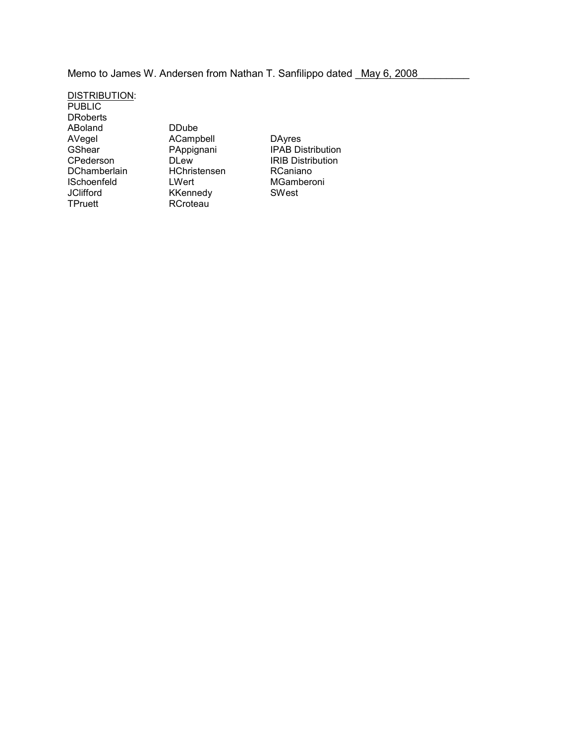Memo to James W. Andersen from Nathan T. Sanfilippo dated May 6, 2008

DISTRIBUTION:

PUBLIC
DRoberts
ABoland
AVegel
GShear
CPederson
DChamberlain
ISchoenfeld
JClifford
TPruett
DDube
ACampbell
PAppignani
DLew
HChristensen
LWert
KKennedy
RCroteau
DAyres
IPAB Distribution
IRIB Distribution
RCaniano
MGamberoni
SWest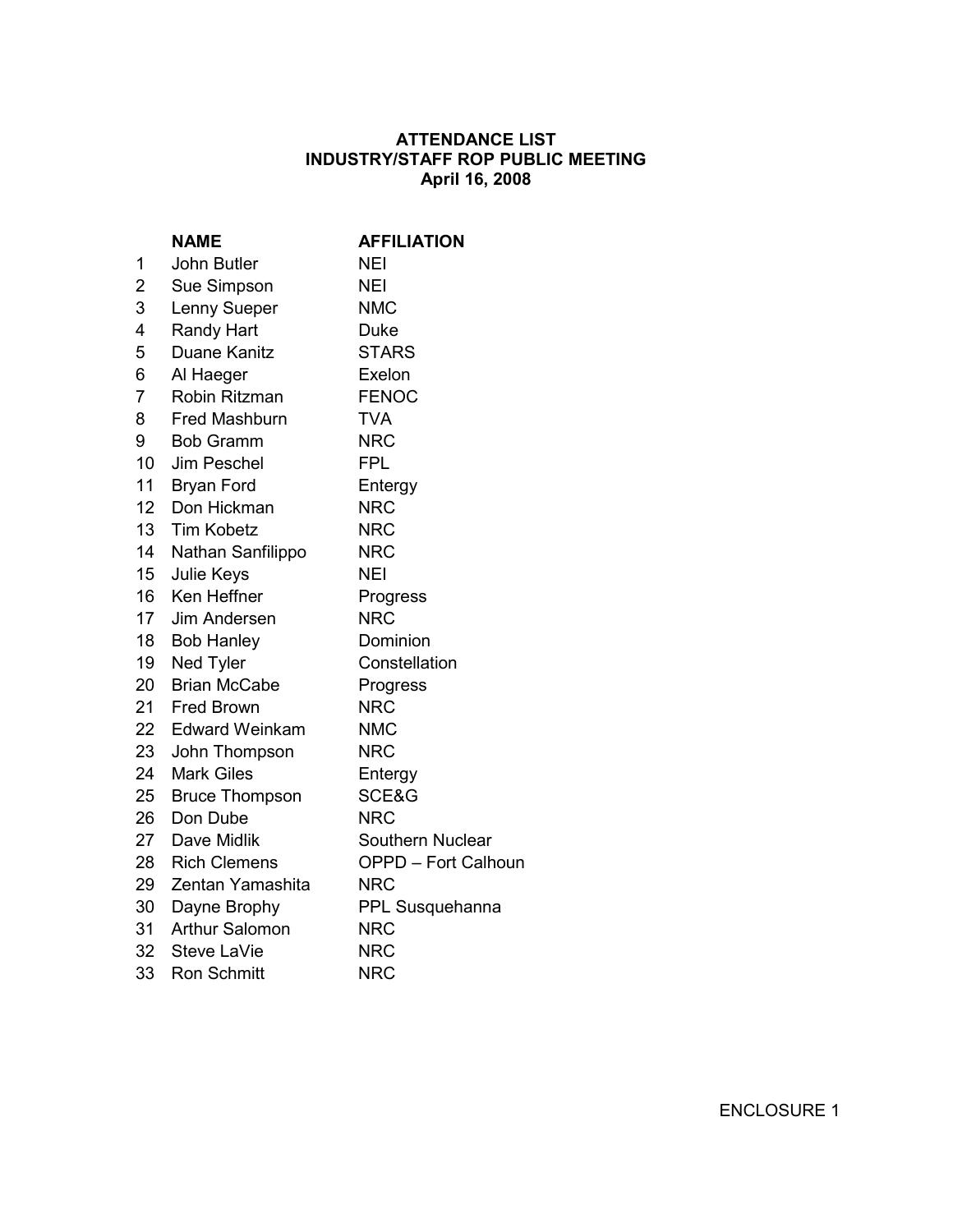**ATTENDANCE LIST**
**INDUSTRY/STAFF ROP PUBLIC MEETING**
**April 16, 2008**

| | NAME | AFFILIATION |
|---|---|---|
| 1 | John Butler | NEI |
| 2 | Sue Simpson | NEI |
| 3 | Lenny Sueper | NMC |
| 4 | Randy Hart | Duke |
| 5 | Duane Kanitz | STARS |
| 6 | Al Haeger | Exelon |
| 7 | Robin Ritzman | FENOC |
| 8 | Fred Mashburn | TVA |
| 9 | Bob Gramm | NRC |
| 10 | Jim Peschel | FPL |
| 11 | Bryan Ford | Entergy |
| 12 | Don Hickman | NRC |
| 13 | Tim Kobetz | NRC |
| 14 | Nathan Sanfilippo | NRC |
| 15 | Julie Keys | NEI |
| 16 | Ken Heffner | Progress |
| 17 | Jim Andersen | NRC |
| 18 | Bob Hanley | Dominion |
| 19 | Ned Tyler | Constellation |
| 20 | Brian McCabe | Progress |
| 21 | Fred Brown | NRC |
| 22 | Edward Weinkam | NMC |
| 23 | John Thompson | NRC |
| 24 | Mark Giles | Entergy |
| 25 | Bruce Thompson | SCE&G |
| 26 | Don Dube | NRC |
| 27 | Dave Midlik | Southern Nuclear |
| 28 | Rich Clemens | OPPD – Fort Calhoun |
| 29 | Zentan Yamashita | NRC |
| 30 | Dayne Brophy | PPL Susquehanna |
| 31 | Arthur Salomon | NRC |
| 32 | Steve LaVie | NRC |
| 33 | Ron Schmitt | NRC |

ENCLOSURE 1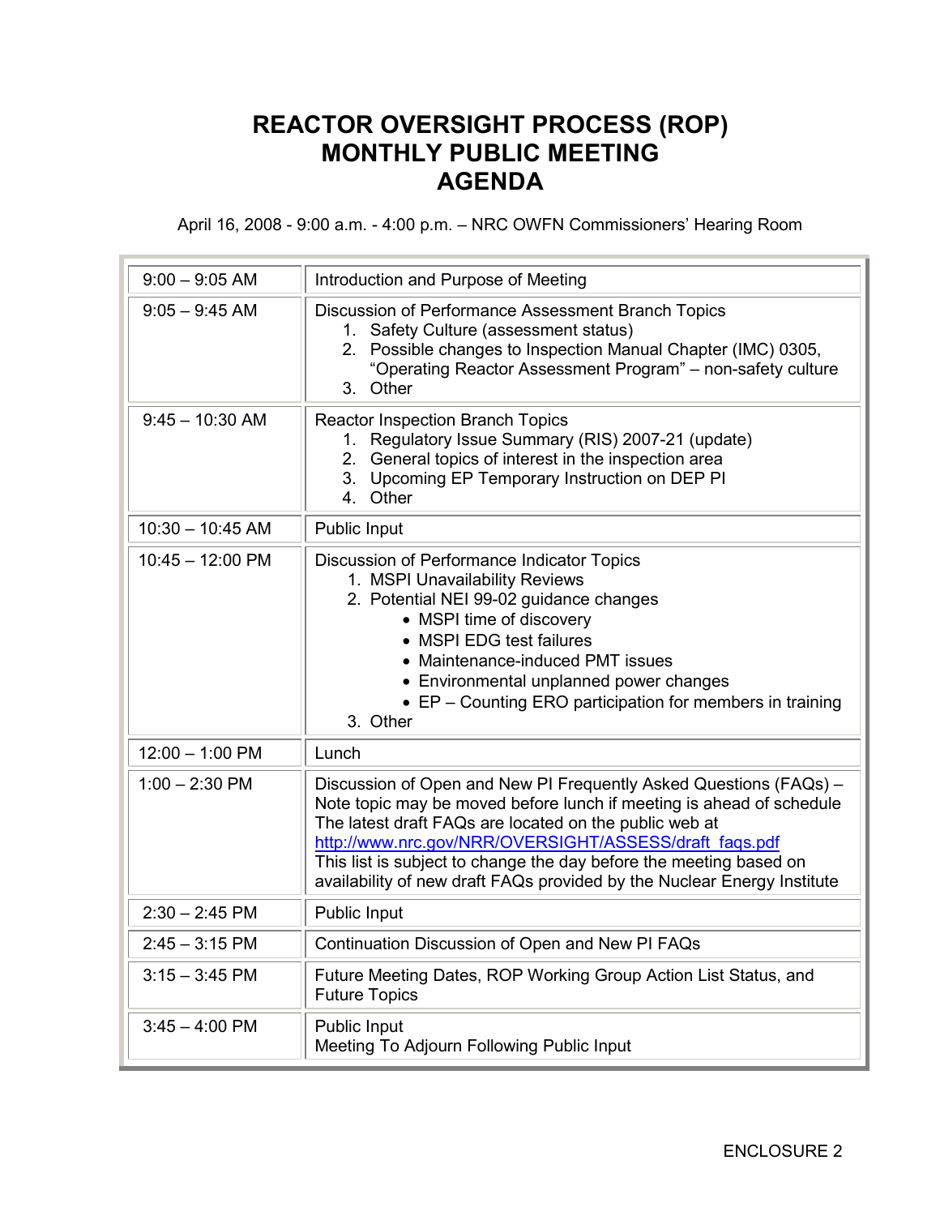# REACTOR OVERSIGHT PROCESS (ROP) MONTHLY PUBLIC MEETING AGENDA

April 16, 2008 - 9:00 a.m. - 4:00 p.m. – NRC OWFN Commissioners' Hearing Room

| Time | Topic |
|---|---|
| 9:00 – 9:05 AM | Introduction and Purpose of Meeting |
| 9:05 – 9:45 AM | Discussion of Performance Assessment Branch Topics<br>1. Safety Culture (assessment status)<br>2. Possible changes to Inspection Manual Chapter (IMC) 0305, "Operating Reactor Assessment Program" – non-safety culture<br>3. Other |
| 9:45 – 10:30 AM | Reactor Inspection Branch Topics<br>1. Regulatory Issue Summary (RIS) 2007-21 (update)<br>2. General topics of interest in the inspection area<br>3. Upcoming EP Temporary Instruction on DEP PI<br>4. Other |
| 10:30 – 10:45 AM | Public Input |
| 10:45 – 12:00 PM | Discussion of Performance Indicator Topics<br>1. MSPI Unavailability Reviews<br>2. Potential NEI 99-02 guidance changes<br>• MSPI time of discovery<br>• MSPI EDG test failures<br>• Maintenance-induced PMT issues<br>• Environmental unplanned power changes<br>• EP – Counting ERO participation for members in training<br>3. Other |
| 12:00 – 1:00 PM | Lunch |
| 1:00 – 2:30 PM | Discussion of Open and New PI Frequently Asked Questions (FAQs) – Note topic may be moved before lunch if meeting is ahead of schedule The latest draft FAQs are located on the public web at http://www.nrc.gov/NRR/OVERSIGHT/ASSESS/draft_faqs.pdf This list is subject to change the day before the meeting based on availability of new draft FAQs provided by the Nuclear Energy Institute |
| 2:30 – 2:45 PM | Public Input |
| 2:45 – 3:15 PM | Continuation Discussion of Open and New PI FAQs |
| 3:15 – 3:45 PM | Future Meeting Dates, ROP Working Group Action List Status, and Future Topics |
| 3:45 – 4:00 PM | Public Input<br>Meeting To Adjourn Following Public Input |

ENCLOSURE 2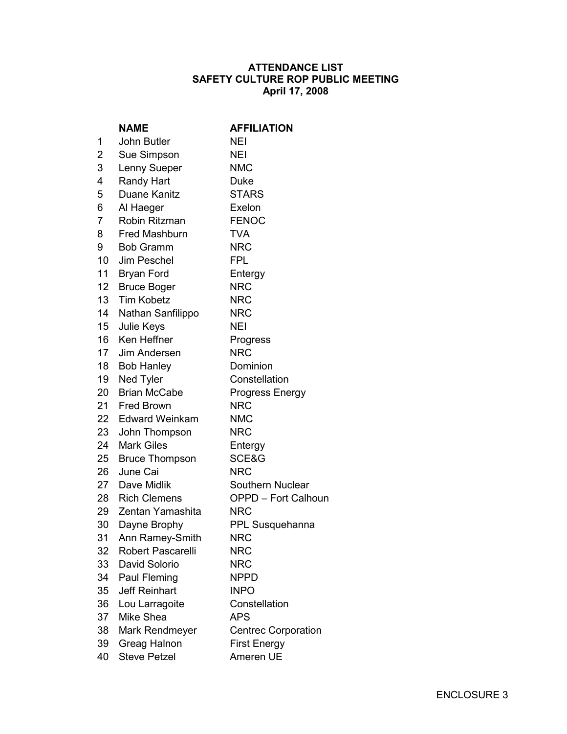**ATTENDANCE LIST**
**SAFETY CULTURE ROP PUBLIC MEETING**
**April 17, 2008**

| | NAME | AFFILIATION |
|---|---|---|
| 1 | John Butler | NEI |
| 2 | Sue Simpson | NEI |
| 3 | Lenny Sueper | NMC |
| 4 | Randy Hart | Duke |
| 5 | Duane Kanitz | STARS |
| 6 | Al Haeger | Exelon |
| 7 | Robin Ritzman | FENOC |
| 8 | Fred Mashburn | TVA |
| 9 | Bob Gramm | NRC |
| 10 | Jim Peschel | FPL |
| 11 | Bryan Ford | Entergy |
| 12 | Bruce Boger | NRC |
| 13 | Tim Kobetz | NRC |
| 14 | Nathan Sanfilippo | NRC |
| 15 | Julie Keys | NEI |
| 16 | Ken Heffner | Progress |
| 17 | Jim Andersen | NRC |
| 18 | Bob Hanley | Dominion |
| 19 | Ned Tyler | Constellation |
| 20 | Brian McCabe | Progress Energy |
| 21 | Fred Brown | NRC |
| 22 | Edward Weinkam | NMC |
| 23 | John Thompson | NRC |
| 24 | Mark Giles | Entergy |
| 25 | Bruce Thompson | SCE&G |
| 26 | June Cai | NRC |
| 27 | Dave Midlik | Southern Nuclear |
| 28 | Rich Clemens | OPPD – Fort Calhoun |
| 29 | Zentan Yamashita | NRC |
| 30 | Dayne Brophy | PPL Susquehanna |
| 31 | Ann Ramey-Smith | NRC |
| 32 | Robert Pascarelli | NRC |
| 33 | David Solorio | NRC |
| 34 | Paul Fleming | NPPD |
| 35 | Jeff Reinhart | INPO |
| 36 | Lou Larragoite | Constellation |
| 37 | Mike Shea | APS |
| 38 | Mark Rendmeyer | Centrec Corporation |
| 39 | Greag Halnon | First Energy |
| 40 | Steve Petzel | Ameren UE |

ENCLOSURE 3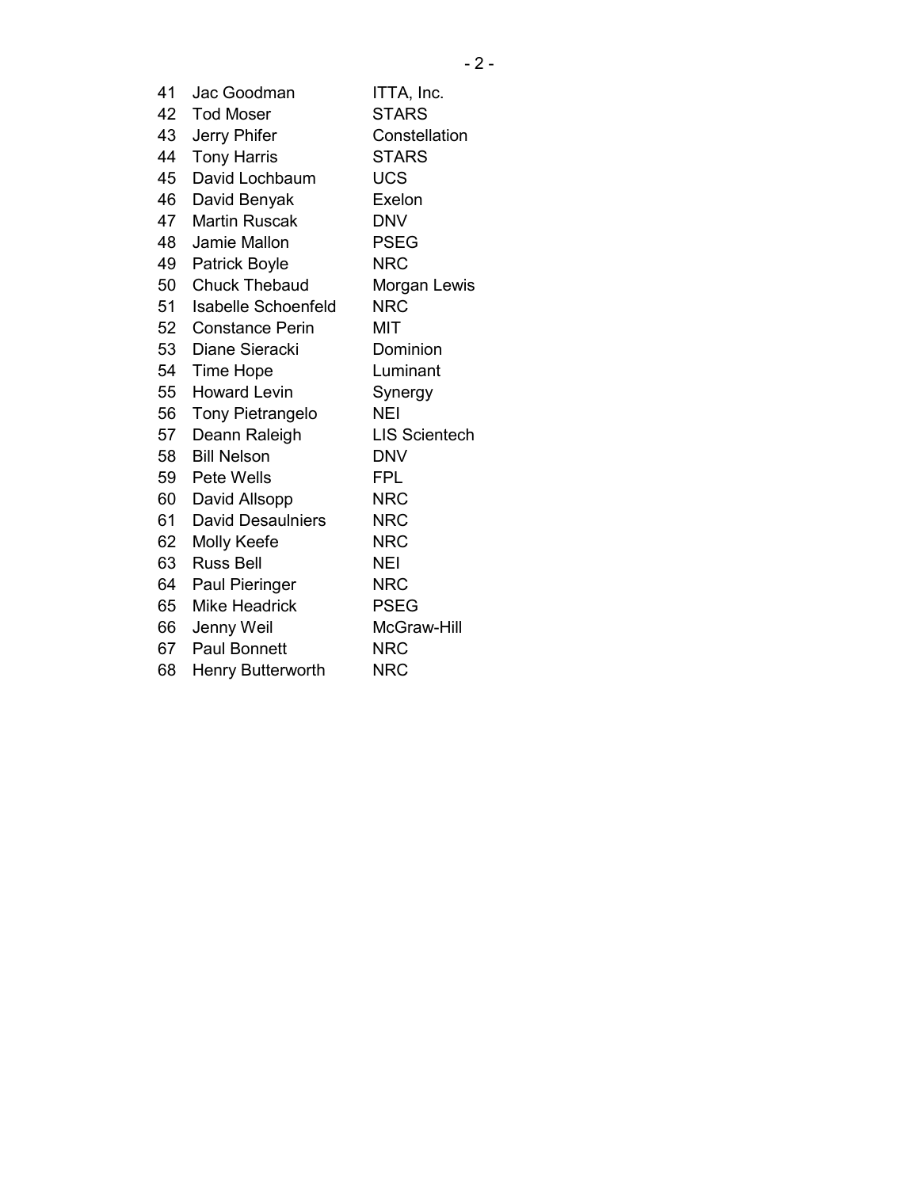| | | |
|---|---|---|
| 41 | Jac Goodman | ITTA, Inc. |
| 42 | Tod Moser | STARS |
| 43 | Jerry Phifer | Constellation |
| 44 | Tony Harris | STARS |
| 45 | David Lochbaum | UCS |
| 46 | David Benyak | Exelon |
| 47 | Martin Ruscak | DNV |
| 48 | Jamie Mallon | PSEG |
| 49 | Patrick Boyle | NRC |
| 50 | Chuck Thebaud | Morgan Lewis |
| 51 | Isabelle Schoenfeld | NRC |
| 52 | Constance Perin | MIT |
| 53 | Diane Sieracki | Dominion |
| 54 | Time Hope | Luminant |
| 55 | Howard Levin | Synergy |
| 56 | Tony Pietrangelo | NEI |
| 57 | Deann Raleigh | LIS Scientech |
| 58 | Bill Nelson | DNV |
| 59 | Pete Wells | FPL |
| 60 | David Allsopp | NRC |
| 61 | David Desaulniers | NRC |
| 62 | Molly Keefe | NRC |
| 63 | Russ Bell | NEI |
| 64 | Paul Pieringer | NRC |
| 65 | Mike Headrick | PSEG |
| 66 | Jenny Weil | McGraw-Hill |
| 67 | Paul Bonnett | NRC |
| 68 | Henry Butterworth | NRC |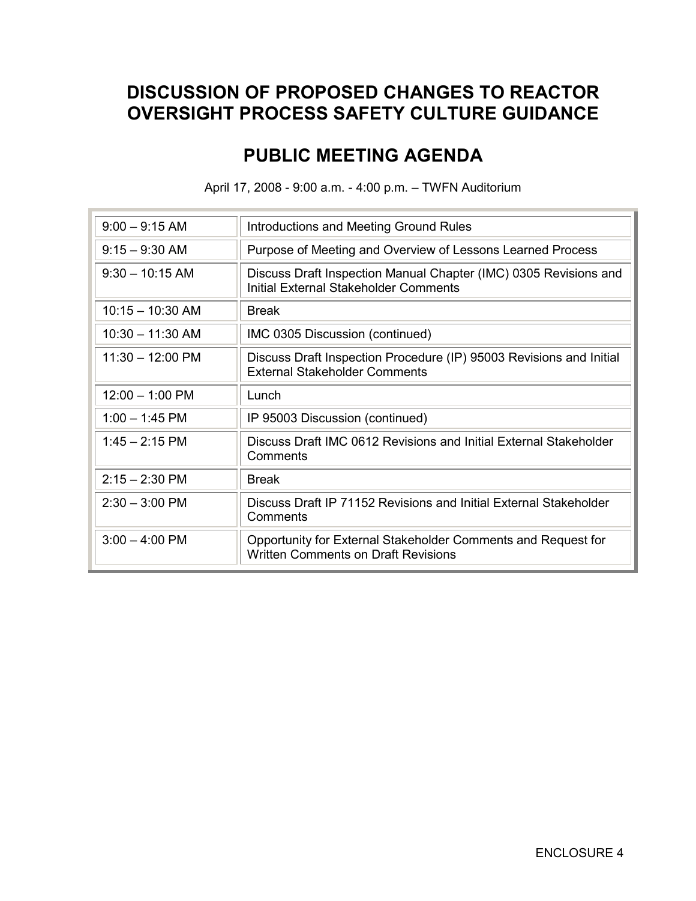# DISCUSSION OF PROPOSED CHANGES TO REACTOR OVERSIGHT PROCESS SAFETY CULTURE GUIDANCE

## PUBLIC MEETING AGENDA

April 17, 2008 - 9:00 a.m. - 4:00 p.m. – TWFN Auditorium

| | |
|---|---|
| 9:00 – 9:15 AM | Introductions and Meeting Ground Rules |
| 9:15 – 9:30 AM | Purpose of Meeting and Overview of Lessons Learned Process |
| 9:30 – 10:15 AM | Discuss Draft Inspection Manual Chapter (IMC) 0305 Revisions and Initial External Stakeholder Comments |
| 10:15 – 10:30 AM | Break |
| 10:30 – 11:30 AM | IMC 0305 Discussion (continued) |
| 11:30 – 12:00 PM | Discuss Draft Inspection Procedure (IP) 95003 Revisions and Initial External Stakeholder Comments |
| 12:00 – 1:00 PM | Lunch |
| 1:00 – 1:45 PM | IP 95003 Discussion (continued) |
| 1:45 – 2:15 PM | Discuss Draft IMC 0612 Revisions and Initial External Stakeholder Comments |
| 2:15 – 2:30 PM | Break |
| 2:30 – 3:00 PM | Discuss Draft IP 71152 Revisions and Initial External Stakeholder Comments |
| 3:00 – 4:00 PM | Opportunity for External Stakeholder Comments and Request for Written Comments on Draft Revisions |

ENCLOSURE 4